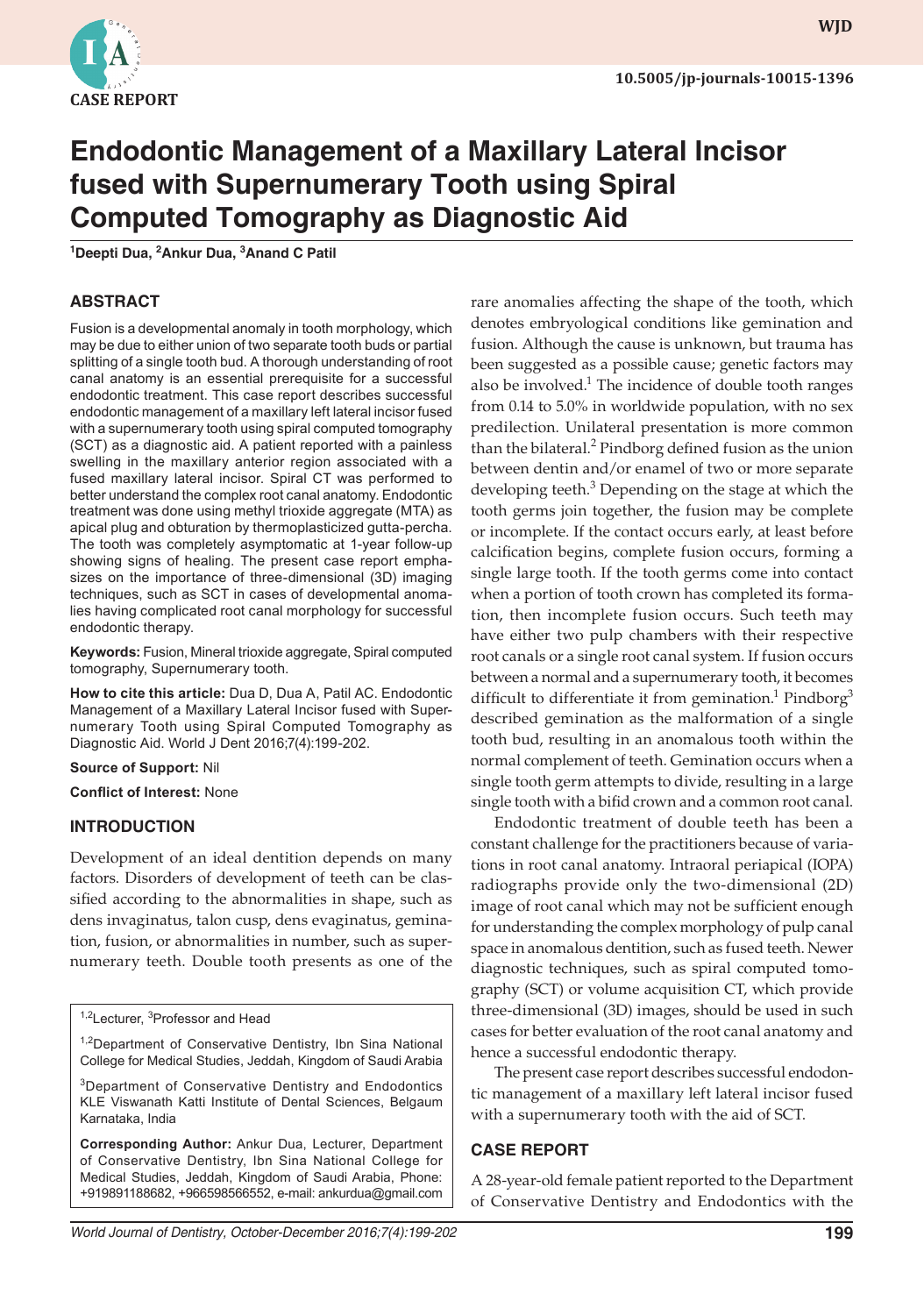CASE REPORT

# Endodontic Management of a Maxillary Lateral Incisor fused with Supernumerary Tooth using Spiral Computed Tomography as Diagnostic Aid

[1]Deepti Dua, [2]Ankur Dua, [3]Anand C Patil

## ABSTRACT

Fusion is a developmental anomaly in tooth morphology, which may be due to either union of two separate tooth buds or partial splitting of a single tooth bud. A thorough understanding of root canal anatomy is an essential prerequisite for a successful endodontic treatment. This case report describes successful endodontic management of a maxillary left lateral incisor fused with a supernumerary tooth using spiral computed tomography (SCT) as a diagnostic aid. A patient reported with a painless swelling in the maxillary anterior region associated with a fused maxillary lateral incisor. Spiral CT was performed to better understand the complex root canal anatomy. Endodontic treatment was done using methyl trioxide aggregate (MTA) as apical plug and obturation by thermoplasticized gutta-percha. The tooth was completely asymptomatic at 1-year follow-up showing signs of healing. The present case report emphasizes on the importance of three-dimensional (3D) imaging techniques, such as SCT in cases of developmental anomalies having complicated root canal morphology for successful endodontic therapy.

**Keywords:** Fusion, Mineral trioxide aggregate, Spiral computed tomography, Supernumerary tooth.

**How to cite this article:** Dua D, Dua A, Patil AC. Endodontic Management of a Maxillary Lateral Incisor fused with Supernumerary Tooth using Spiral Computed Tomography as Diagnostic Aid. World J Dent 2016;7(4):199-202.

**Source of Support:** Nil

**Conflict of Interest:** None

## INTRODUCTION

Development of an ideal dentition depends on many factors. Disorders of development of teeth can be classified according to the abnormalities in shape, such as dens invaginatus, talon cusp, dens evaginatus, gemination, fusion, or abnormalities in number, such as supernumerary teeth. Double tooth presents as one of the rare anomalies affecting the shape of the tooth, which denotes embryological conditions like gemination and fusion. Although the cause is unknown, but trauma has been suggested as a possible cause; genetic factors may also be involved.[1] The incidence of double tooth ranges from 0.14 to 5.0% in worldwide population, with no sex predilection. Unilateral presentation is more common than the bilateral.[2] Pindborg defined fusion as the union between dentin and/or enamel of two or more separate developing teeth.[3] Depending on the stage at which the tooth germs join together, the fusion may be complete or incomplete. If the contact occurs early, at least before calcification begins, complete fusion occurs, forming a single large tooth. If the tooth germs come into contact when a portion of tooth crown has completed its formation, then incomplete fusion occurs. Such teeth may have either two pulp chambers with their respective root canals or a single root canal system. If fusion occurs between a normal and a supernumerary tooth, it becomes difficult to differentiate it from gemination.[1] Pindborg[3] described gemination as the malformation of a single tooth bud, resulting in an anomalous tooth within the normal complement of teeth. Gemination occurs when a single tooth germ attempts to divide, resulting in a large single tooth with a bifid crown and a common root canal.

Endodontic treatment of double teeth has been a constant challenge for the practitioners because of variations in root canal anatomy. Intraoral periapical (IOPA) radiographs provide only the two-dimensional (2D) image of root canal which may not be sufficient enough for understanding the complex morphology of pulp canal space in anomalous dentition, such as fused teeth. Newer diagnostic techniques, such as spiral computed tomography (SCT) or volume acquisition CT, which provide three-dimensional (3D) images, should be used in such cases for better evaluation of the root canal anatomy and hence a successful endodontic therapy.

The present case report describes successful endodontic management of a maxillary left lateral incisor fused with a supernumerary tooth with the aid of SCT.

## CASE REPORT

A 28-year-old female patient reported to the Department of Conservative Dentistry and Endodontics with the

---

[1,2]Lecturer, [3]Professor and Head

[1,2]Department of Conservative Dentistry, Ibn Sina National College for Medical Studies, Jeddah, Kingdom of Saudi Arabia

[3]Department of Conservative Dentistry and Endodontics KLE Viswanath Katti Institute of Dental Sciences, Belgaum Karnataka, India

**Corresponding Author:** Ankur Dua, Lecturer, Department of Conservative Dentistry, Ibn Sina National College for Medical Studies, Jeddah, Kingdom of Saudi Arabia, Phone: +919891188682, +966598566552, e-mail: ankurdua@gmail.com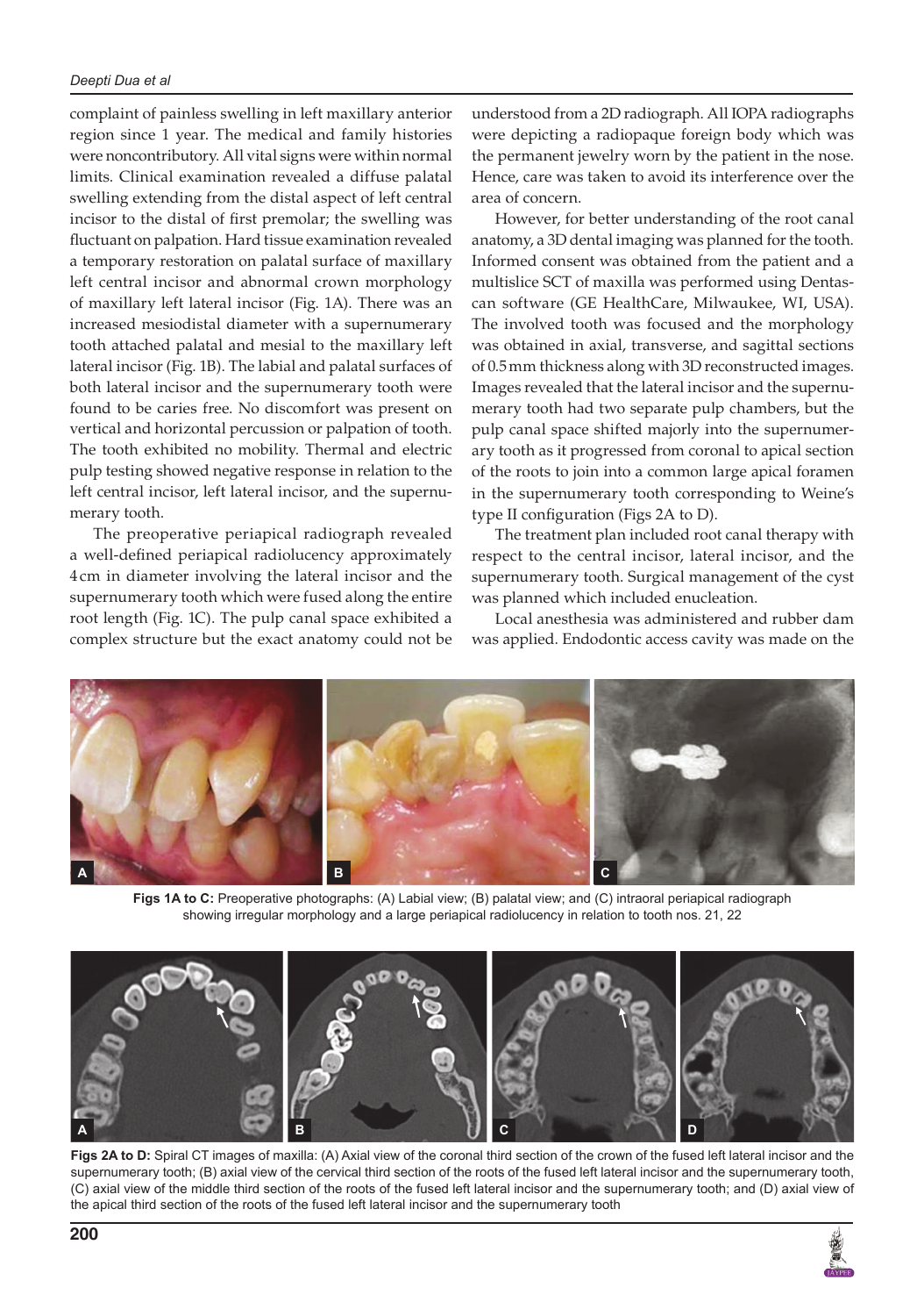complaint of painless swelling in left maxillary anterior region since 1 year. The medical and family histories were noncontributory. All vital signs were within normal limits. Clinical examination revealed a diffuse palatal swelling extending from the distal aspect of left central incisor to the distal of first premolar; the swelling was fluctuant on palpation. Hard tissue examination revealed a temporary restoration on palatal surface of maxillary left central incisor and abnormal crown morphology of maxillary left lateral incisor (Fig. 1A). There was an increased mesiodistal diameter with a supernumerary tooth attached palatal and mesial to the maxillary left lateral incisor (Fig. 1B). The labial and palatal surfaces of both lateral incisor and the supernumerary tooth were found to be caries free. No discomfort was present on vertical and horizontal percussion or palpation of tooth. The tooth exhibited no mobility. Thermal and electric pulp testing showed negative response in relation to the left central incisor, left lateral incisor, and the supernumerary tooth.

The preoperative periapical radiograph revealed a well-defined periapical radiolucency approximately 4 cm in diameter involving the lateral incisor and the supernumerary tooth which were fused along the entire root length (Fig. 1C). The pulp canal space exhibited a complex structure but the exact anatomy could not be understood from a 2D radiograph. All IOPA radiographs were depicting a radiopaque foreign body which was the permanent jewelry worn by the patient in the nose. Hence, care was taken to avoid its interference over the area of concern.

However, for better understanding of the root canal anatomy, a 3D dental imaging was planned for the tooth. Informed consent was obtained from the patient and a multislice SCT of maxilla was performed using Dentascan software (GE HealthCare, Milwaukee, WI, USA). The involved tooth was focused and the morphology was obtained in axial, transverse, and sagittal sections of 0.5 mm thickness along with 3D reconstructed images. Images revealed that the lateral incisor and the supernumerary tooth had two separate pulp chambers, but the pulp canal space shifted majorly into the supernumerary tooth as it progressed from coronal to apical section of the roots to join into a common large apical foramen in the supernumerary tooth corresponding to Weine's type II configuration (Figs 2A to D).

The treatment plan included root canal therapy with respect to the central incisor, lateral incisor, and the supernumerary tooth. Surgical management of the cyst was planned which included enucleation.

Local anesthesia was administered and rubber dam was applied. Endodontic access cavity was made on the

**Figs 1A to C:** Preoperative photographs: (A) Labial view; (B) palatal view; and (C) intraoral periapical radiograph showing irregular morphology and a large periapical radiolucency in relation to tooth nos. 21, 22

**Figs 2A to D:** Spiral CT images of maxilla: (A) Axial view of the coronal third section of the crown of the fused left lateral incisor and the supernumerary tooth; (B) axial view of the cervical third section of the roots of the fused left lateral incisor and the supernumerary tooth, (C) axial view of the middle third section of the roots of the fused left lateral incisor and the supernumerary tooth; and (D) axial view of the apical third section of the roots of the fused left lateral incisor and the supernumerary tooth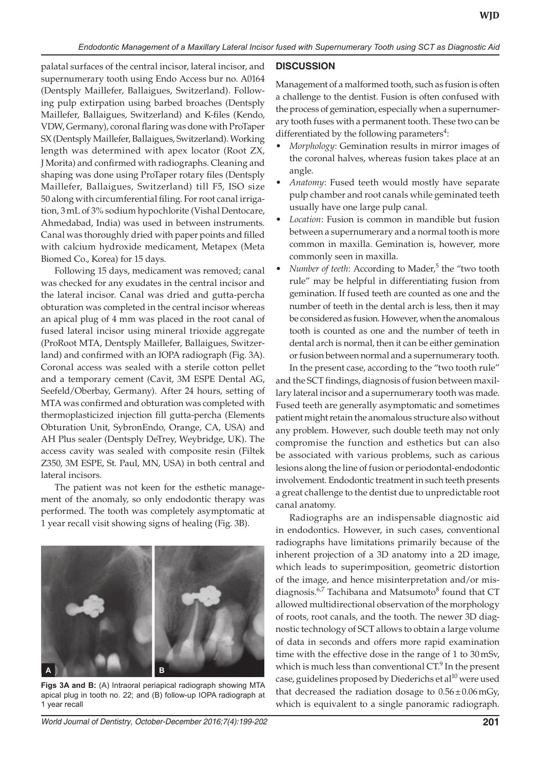palatal surfaces of the central incisor, lateral incisor, and supernumerary tooth using Endo Access bur no. A0164 (Dentsply Maillefer, Ballaigues, Switzerland). Following pulp extirpation using barbed broaches (Dentsply Maillefer, Ballaigues, Switzerland) and K-files (Kendo, VDW, Germany), coronal flaring was done with ProTaper SX (Dentsply Maillefer, Ballaigues, Switzerland). Working length was determined with apex locator (Root ZX, J Morita) and confirmed with radiographs. Cleaning and shaping was done using ProTaper rotary files (Dentsply Maillefer, Ballaigues, Switzerland) till F5, ISO size 50 along with circumferential filing. For root canal irrigation, 3 mL of 3% sodium hypochlorite (Vishal Dentocare, Ahmedabad, India) was used in between instruments. Canal was thoroughly dried with paper points and filled with calcium hydroxide medicament, Metapex (Meta Biomed Co., Korea) for 15 days.

Following 15 days, medicament was removed; canal was checked for any exudates in the central incisor and the lateral incisor. Canal was dried and gutta-percha obturation was completed in the central incisor whereas an apical plug of 4 mm was placed in the root canal of fused lateral incisor using mineral trioxide aggregate (ProRoot MTA, Dentsply Maillefer, Ballaigues, Switzerland) and confirmed with an IOPA radiograph (Fig. 3A). Coronal access was sealed with a sterile cotton pellet and a temporary cement (Cavit, 3M ESPE Dental AG, Seefeld/Oberbay, Germany). After 24 hours, setting of MTA was confirmed and obturation was completed with thermoplasticized injection fill gutta-percha (Elements Obturation Unit, SybronEndo, Orange, CA, USA) and AH Plus sealer (Dentsply DeTrey, Weybridge, UK). The access cavity was sealed with composite resin (Filtek Z350, 3M ESPE, St. Paul, MN, USA) in both central and lateral incisors.

The patient was not keen for the esthetic management of the anomaly, so only endodontic therapy was performed. The tooth was completely asymptomatic at 1 year recall visit showing signs of healing (Fig. 3B).

**Figs 3A and B:** (A) Intraoral periapical radiograph showing MTA apical plug in tooth no. 22; and (B) follow-up IOPA radiograph at 1 year recall

## DISCUSSION

Management of a malformed tooth, such as fusion is often a challenge to the dentist. Fusion is often confused with the process of gemination, especially when a supernumerary tooth fuses with a permanent tooth. These two can be differentiated by the following parameters[4]:

- *Morphology*: Gemination results in mirror images of the coronal halves, whereas fusion takes place at an angle.
- *Anatomy*: Fused teeth would mostly have separate pulp chamber and root canals while geminated teeth usually have one large pulp canal.
- *Location*: Fusion is common in mandible but fusion between a supernumerary and a normal tooth is more common in maxilla. Gemination is, however, more commonly seen in maxilla.
- *Number of teeth*: According to Mader,[5] the "two tooth rule" may be helpful in differentiating fusion from gemination. If fused teeth are counted as one and the number of teeth in the dental arch is less, then it may be considered as fusion. However, when the anomalous tooth is counted as one and the number of teeth in dental arch is normal, then it can be either gemination or fusion between normal and a supernumerary tooth.

In the present case, according to the "two tooth rule" and the SCT findings, diagnosis of fusion between maxillary lateral incisor and a supernumerary tooth was made. Fused teeth are generally asymptomatic and sometimes patient might retain the anomalous structure also without any problem. However, such double teeth may not only compromise the function and esthetics but can also be associated with various problems, such as carious lesions along the line of fusion or periodontal-endodontic involvement. Endodontic treatment in such teeth presents a great challenge to the dentist due to unpredictable root canal anatomy.

Radiographs are an indispensable diagnostic aid in endodontics. However, in such cases, conventional radiographs have limitations primarily because of the inherent projection of a 3D anatomy into a 2D image, which leads to superimposition, geometric distortion of the image, and hence misinterpretation and/or misdiagnosis.[6,7] Tachibana and Matsumoto[8] found that CT allowed multidirectional observation of the morphology of roots, root canals, and the tooth. The newer 3D diagnostic technology of SCT allows to obtain a large volume of data in seconds and offers more rapid examination time with the effective dose in the range of 1 to 30 mSv, which is much less than conventional CT.[9] In the present case, guidelines proposed by Diederichs et al[10] were used that decreased the radiation dosage to $0.56 \pm 0.06$ mGy, which is equivalent to a single panoramic radiograph.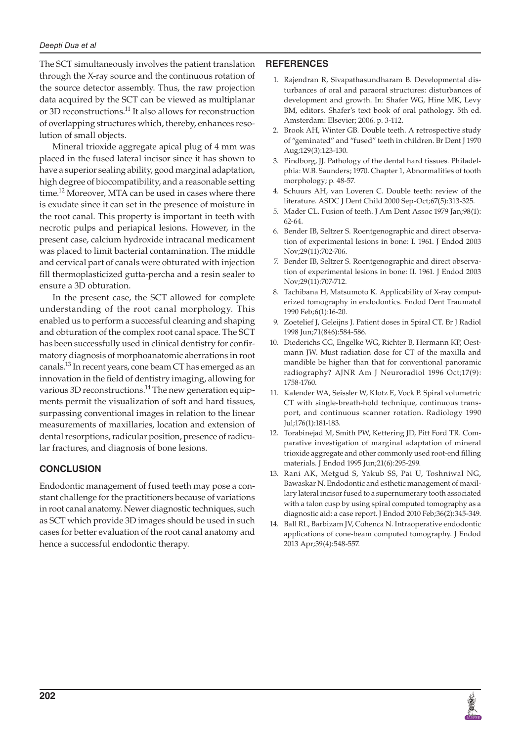The SCT simultaneously involves the patient translation through the X-ray source and the continuous rotation of the source detector assembly. Thus, the raw projection data acquired by the SCT can be viewed as multiplanar or 3D reconstructions.[11] It also allows for reconstruction of overlapping structures which, thereby, enhances resolution of small objects.

Mineral trioxide aggregate apical plug of 4 mm was placed in the fused lateral incisor since it has shown to have a superior sealing ability, good marginal adaptation, high degree of biocompatibility, and a reasonable setting time.[12] Moreover, MTA can be used in cases where there is exudate since it can set in the presence of moisture in the root canal. This property is important in teeth with necrotic pulps and periapical lesions. However, in the present case, calcium hydroxide intracanal medicament was placed to limit bacterial contamination. The middle and cervical part of canals were obturated with injection fill thermoplasticized gutta-percha and a resin sealer to ensure a 3D obturation.

In the present case, the SCT allowed for complete understanding of the root canal morphology. This enabled us to perform a successful cleaning and shaping and obturation of the complex root canal space. The SCT has been successfully used in clinical dentistry for confirmatory diagnosis of morphoanatomic aberrations in root canals.[13] In recent years, cone beam CT has emerged as an innovation in the field of dentistry imaging, allowing for various 3D reconstructions.[14] The new generation equipments permit the visualization of soft and hard tissues, surpassing conventional images in relation to the linear measurements of maxillaries, location and extension of dental resorptions, radicular position, presence of radicular fractures, and diagnosis of bone lesions.

## CONCLUSION

Endodontic management of fused teeth may pose a constant challenge for the practitioners because of variations in root canal anatomy. Newer diagnostic techniques, such as SCT which provide 3D images should be used in such cases for better evaluation of the root canal anatomy and hence a successful endodontic therapy.

## REFERENCES

1. Rajendran R, Sivapathasundharam B. Developmental disturbances of oral and paraoral structures: disturbances of development and growth. In: Shafer WG, Hine MK, Levy BM, editors. Shafer's text book of oral pathology. 5th ed. Amsterdam: Elsevier; 2006. p. 3-112.
2. Brook AH, Winter GB. Double teeth. A retrospective study of "geminated" and "fused" teeth in children. Br Dent J 1970 Aug;129(3):123-130.
3. Pindborg, JJ. Pathology of the dental hard tissues. Philadelphia: W.B. Saunders; 1970. Chapter 1, Abnormalities of tooth morphology; p. 48-57.
4. Schuurs AH, van Loveren C. Double teeth: review of the literature. ASDC J Dent Child 2000 Sep-Oct;67(5):313-325.
5. Mader CL. Fusion of teeth. J Am Dent Assoc 1979 Jan;98(1): 62-64.
6. Bender IB, Seltzer S. Roentgenographic and direct observation of experimental lesions in bone: I. 1961. J Endod 2003 Nov;29(11):702-706.
7. Bender IB, Seltzer S. Roentgenographic and direct observation of experimental lesions in bone: II. 1961. J Endod 2003 Nov;29(11):707-712.
8. Tachibana H, Matsumoto K. Applicability of X-ray computerized tomography in endodontics. Endod Dent Traumatol 1990 Feb;6(1):16-20.
9. Zoetelief J, Geleijns J. Patient doses in Spiral CT. Br J Radiol 1998 Jun;71(846):584-586.
10. Diederichs CG, Engelke WG, Richter B, Hermann KP, Oestmann JW. Must radiation dose for CT of the maxilla and mandible be higher than that for conventional panoramic radiography? AJNR Am J Neuroradiol 1996 Oct;17(9): 1758-1760.
11. Kalender WA, Seissler W, Klotz E, Vock P. Spiral volumetric CT with single-breath-hold technique, continuous transport, and continuous scanner rotation. Radiology 1990 Jul;176(1):181-183.
12. Torabinejad M, Smith PW, Kettering JD, Pitt Ford TR. Comparative investigation of marginal adaptation of mineral trioxide aggregate and other commonly used root-end filling materials. J Endod 1995 Jun;21(6):295-299.
13. Rani AK, Metgud S, Yakub SS, Pai U, Toshniwal NG, Bawaskar N. Endodontic and esthetic management of maxillary lateral incisor fused to a supernumerary tooth associated with a talon cusp by using spiral computed tomography as a diagnostic aid: a case report. J Endod 2010 Feb;36(2):345-349.
14. Ball RL, Barbizam JV, Cohenca N. Intraoperative endodontic applications of cone-beam computed tomography. J Endod 2013 Apr;39(4):548-557.